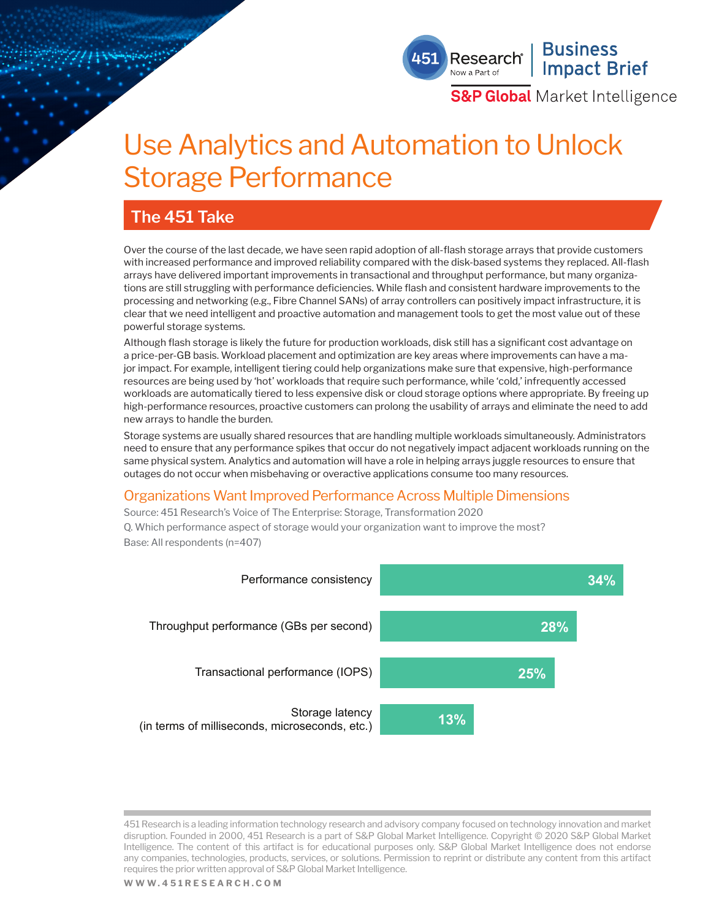451 Research | Business Impact Brief

Now a Part of S&P Global Market Intelligence

# Use Analytics and Automation to Unlock Storage Performance

## The 451 Take

Over the course of the last decade, we have seen rapid adoption of all-flash storage arrays that provide customers with increased performance and improved reliability compared with the disk-based systems they replaced. All-flash arrays have delivered important improvements in transactional and throughput performance, but many organizations are still struggling with performance deficiencies. While flash and consistent hardware improvements to the processing and networking (e.g., Fibre Channel SANs) of array controllers can positively impact infrastructure, it is clear that we need intelligent and proactive automation and management tools to get the most value out of these powerful storage systems.

Although flash storage is likely the future for production workloads, disk still has a significant cost advantage on a price-per-GB basis. Workload placement and optimization are key areas where improvements can have a major impact. For example, intelligent tiering could help organizations make sure that expensive, high-performance resources are being used by 'hot' workloads that require such performance, while 'cold,' infrequently accessed workloads are automatically tiered to less expensive disk or cloud storage options where appropriate. By freeing up high-performance resources, proactive customers can prolong the usability of arrays and eliminate the need to add new arrays to handle the burden.

Storage systems are usually shared resources that are handling multiple workloads simultaneously. Administrators need to ensure that any performance spikes that occur do not negatively impact adjacent workloads running on the same physical system. Analytics and automation will have a role in helping arrays juggle resources to ensure that outages do not occur when misbehaving or overactive applications consume too many resources.

### Organizations Want Improved Performance Across Multiple Dimensions

Source: 451 Research's Voice of The Enterprise: Storage, Transformation 2020

Q. Which performance aspect of storage would your organization want to improve the most?

Base: All respondents (n=407)

| Performance aspect | Percentage |
|---|---|
| Performance consistency | 34% |
| Throughput performance (GBs per second) | 28% |
| Transactional performance (IOPS) | 25% |
| Storage latency (in terms of milliseconds, microseconds, etc.) | 13% |

451 Research is a leading information technology research and advisory company focused on technology innovation and market disruption. Founded in 2000, 451 Research is a part of S&P Global Market Intelligence. Copyright © 2020 S&P Global Market Intelligence. The content of this artifact is for educational purposes only. S&P Global Market Intelligence does not endorse any companies, technologies, products, services, or solutions. Permission to reprint or distribute any content from this artifact requires the prior written approval of S&P Global Market Intelligence.

WWW.451RESEARCH.COM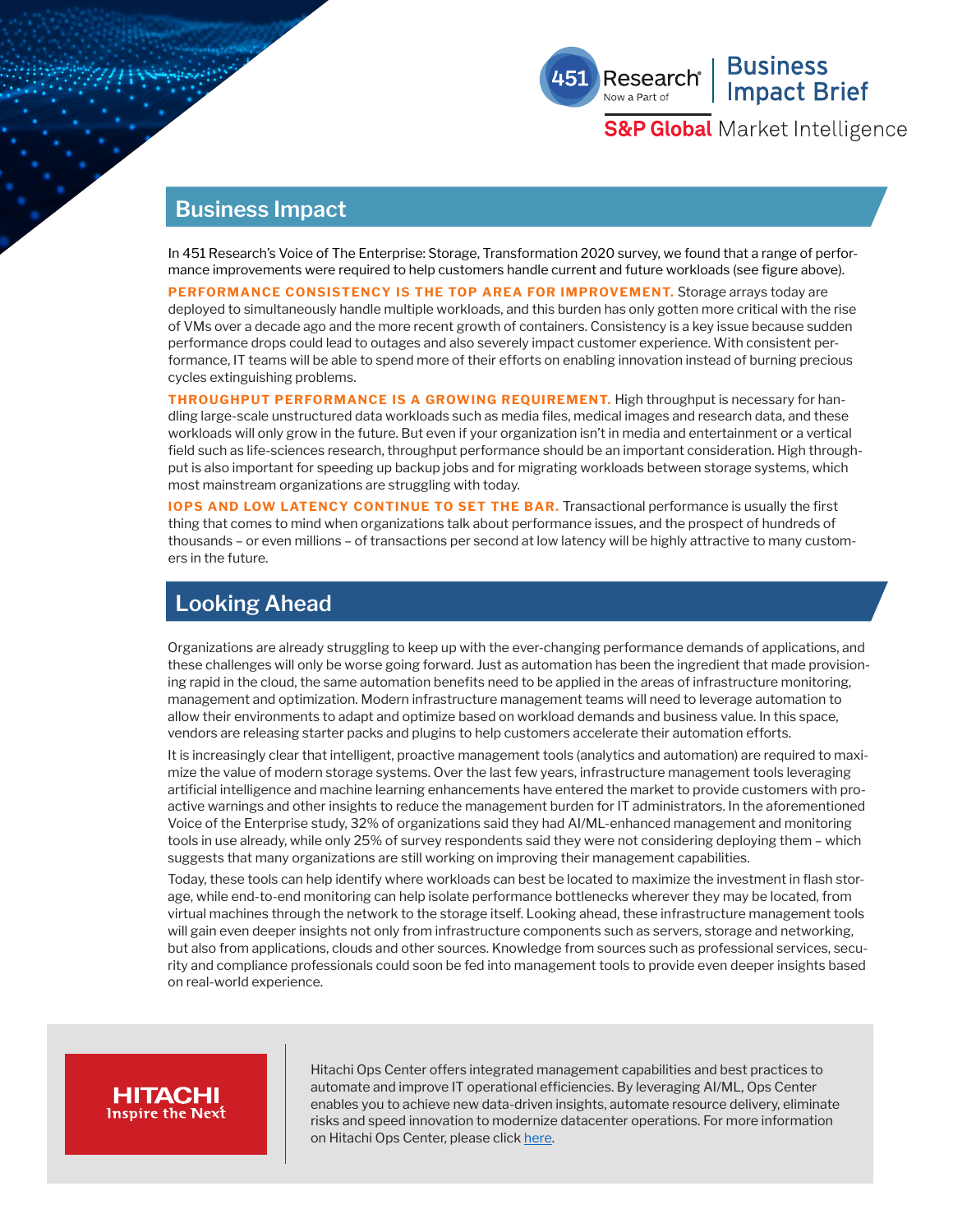## Business Impact

In 451 Research's Voice of The Enterprise: Storage, Transformation 2020 survey, we found that a range of performance improvements were required to help customers handle current and future workloads (see figure above).

**PERFORMANCE CONSISTENCY IS THE TOP AREA FOR IMPROVEMENT.** Storage arrays today are deployed to simultaneously handle multiple workloads, and this burden has only gotten more critical with the rise of VMs over a decade ago and the more recent growth of containers. Consistency is a key issue because sudden performance drops could lead to outages and also severely impact customer experience. With consistent performance, IT teams will be able to spend more of their efforts on enabling innovation instead of burning precious cycles extinguishing problems.

**THROUGHPUT PERFORMANCE IS A GROWING REQUIREMENT.** High throughput is necessary for handling large-scale unstructured data workloads such as media files, medical images and research data, and these workloads will only grow in the future. But even if your organization isn't in media and entertainment or a vertical field such as life-sciences research, throughput performance should be an important consideration. High throughput is also important for speeding up backup jobs and for migrating workloads between storage systems, which most mainstream organizations are struggling with today.

**IOPS AND LOW LATENCY CONTINUE TO SET THE BAR.** Transactional performance is usually the first thing that comes to mind when organizations talk about performance issues, and the prospect of hundreds of thousands – or even millions – of transactions per second at low latency will be highly attractive to many customers in the future.

## Looking Ahead

Organizations are already struggling to keep up with the ever-changing performance demands of applications, and these challenges will only be worse going forward. Just as automation has been the ingredient that made provisioning rapid in the cloud, the same automation benefits need to be applied in the areas of infrastructure monitoring, management and optimization. Modern infrastructure management teams will need to leverage automation to allow their environments to adapt and optimize based on workload demands and business value. In this space, vendors are releasing starter packs and plugins to help customers accelerate their automation efforts.

It is increasingly clear that intelligent, proactive management tools (analytics and automation) are required to maximize the value of modern storage systems. Over the last few years, infrastructure management tools leveraging artificial intelligence and machine learning enhancements have entered the market to provide customers with proactive warnings and other insights to reduce the management burden for IT administrators. In the aforementioned Voice of the Enterprise study, 32% of organizations said they had AI/ML-enhanced management and monitoring tools in use already, while only 25% of survey respondents said they were not considering deploying them – which suggests that many organizations are still working on improving their management capabilities.

Today, these tools can help identify where workloads can best be located to maximize the investment in flash storage, while end-to-end monitoring can help isolate performance bottlenecks wherever they may be located, from virtual machines through the network to the storage itself. Looking ahead, these infrastructure management tools will gain even deeper insights not only from infrastructure components such as servers, storage and networking, but also from applications, clouds and other sources. Knowledge from sources such as professional services, security and compliance professionals could soon be fed into management tools to provide even deeper insights based on real-world experience.

HITACHI
Inspire the Next

Hitachi Ops Center offers integrated management capabilities and best practices to automate and improve IT operational efficiencies. By leveraging AI/ML, Ops Center enables you to achieve new data-driven insights, automate resource delivery, eliminate risks and speed innovation to modernize datacenter operations. For more information on Hitachi Ops Center, please click here.